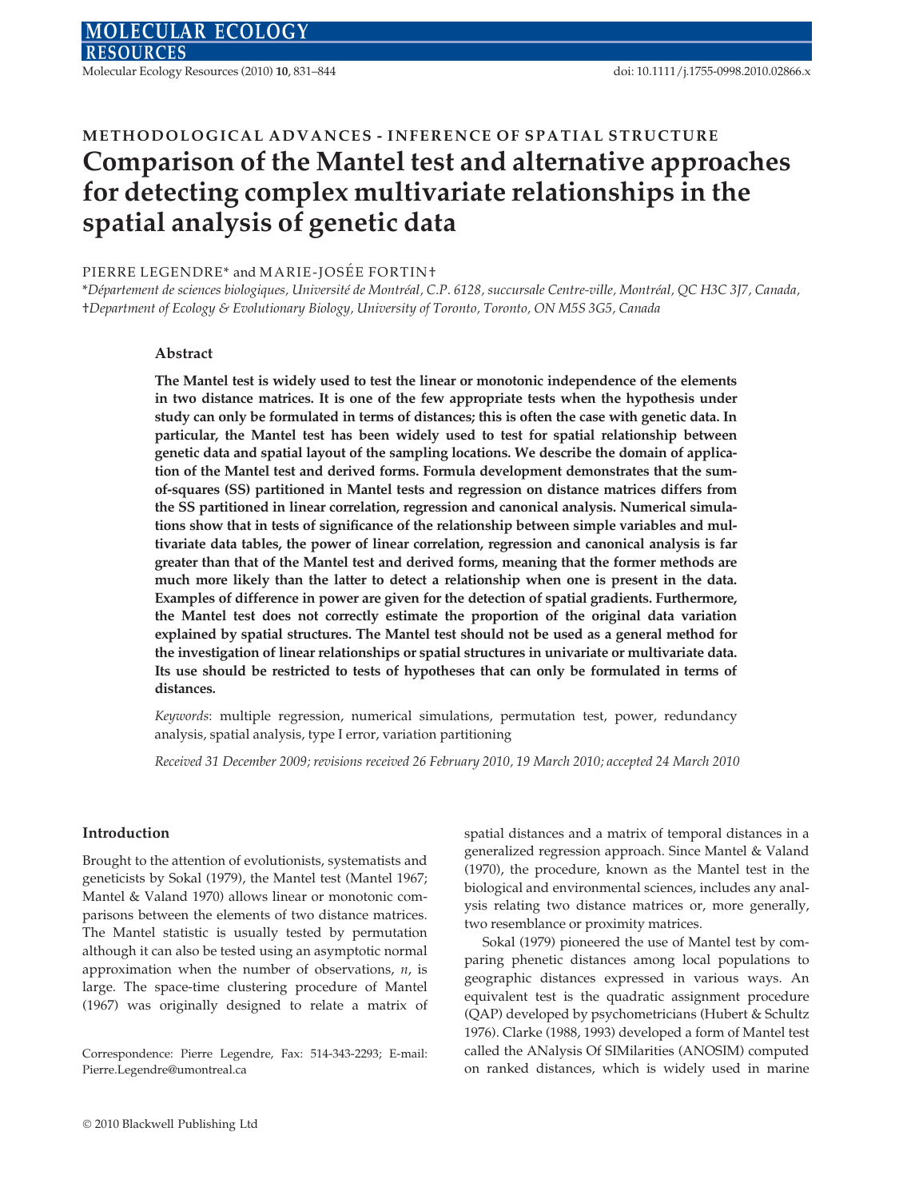METHODOLOGICAL ADVANCES - INFERENCE OF SPATIAL STRUCTURE

# Comparison of the Mantel test and alternative approaches for detecting complex multivariate relationships in the spatial analysis of genetic data

PIERRE LEGENDRE* and MARIE-JOSÉE FORTIN†

*Département de sciences biologiques, Université de Montréal, C.P. 6128, succursale Centre-ville, Montréal, QC H3C 3J7, Canada, †Department of Ecology & Evolutionary Biology, University of Toronto, Toronto, ON M5S 3G5, Canada

### Abstract

**The Mantel test is widely used to test the linear or monotonic independence of the elements in two distance matrices. It is one of the few appropriate tests when the hypothesis under study can only be formulated in terms of distances; this is often the case with genetic data. In particular, the Mantel test has been widely used to test for spatial relationship between genetic data and spatial layout of the sampling locations. We describe the domain of application of the Mantel test and derived forms. Formula development demonstrates that the sum-of-squares (SS) partitioned in Mantel tests and regression on distance matrices differs from the SS partitioned in linear correlation, regression and canonical analysis. Numerical simulations show that in tests of significance of the relationship between simple variables and multivariate data tables, the power of linear correlation, regression and canonical analysis is far greater than that of the Mantel test and derived forms, meaning that the former methods are much more likely than the latter to detect a relationship when one is present in the data. Examples of difference in power are given for the detection of spatial gradients. Furthermore, the Mantel test does not correctly estimate the proportion of the original data variation explained by spatial structures. The Mantel test should not be used as a general method for the investigation of linear relationships or spatial structures in univariate or multivariate data. Its use should be restricted to tests of hypotheses that can only be formulated in terms of distances.**

*Keywords*: multiple regression, numerical simulations, permutation test, power, redundancy analysis, spatial analysis, type I error, variation partitioning

*Received 31 December 2009; revisions received 26 February 2010, 19 March 2010; accepted 24 March 2010*

## Introduction

Brought to the attention of evolutionists, systematists and geneticists by Sokal (1979), the Mantel test (Mantel 1967; Mantel & Valand 1970) allows linear or monotonic comparisons between the elements of two distance matrices. The Mantel statistic is usually tested by permutation although it can also be tested using an asymptotic normal approximation when the number of observations, $n$, is large. The space-time clustering procedure of Mantel (1967) was originally designed to relate a matrix of spatial distances and a matrix of temporal distances in a generalized regression approach. Since Mantel & Valand (1970), the procedure, known as the Mantel test in the biological and environmental sciences, includes any analysis relating two distance matrices or, more generally, two resemblance or proximity matrices.

Sokal (1979) pioneered the use of Mantel test by comparing phenetic distances among local populations to geographic distances expressed in various ways. An equivalent test is the quadratic assignment procedure (QAP) developed by psychometricians (Hubert & Schultz 1976). Clarke (1988, 1993) developed a form of Mantel test called the ANalysis Of SIMilarities (ANOSIM) computed on ranked distances, which is widely used in marine

Correspondence: Pierre Legendre, Fax: 514-343-2293; E-mail: Pierre.Legendre@umontreal.ca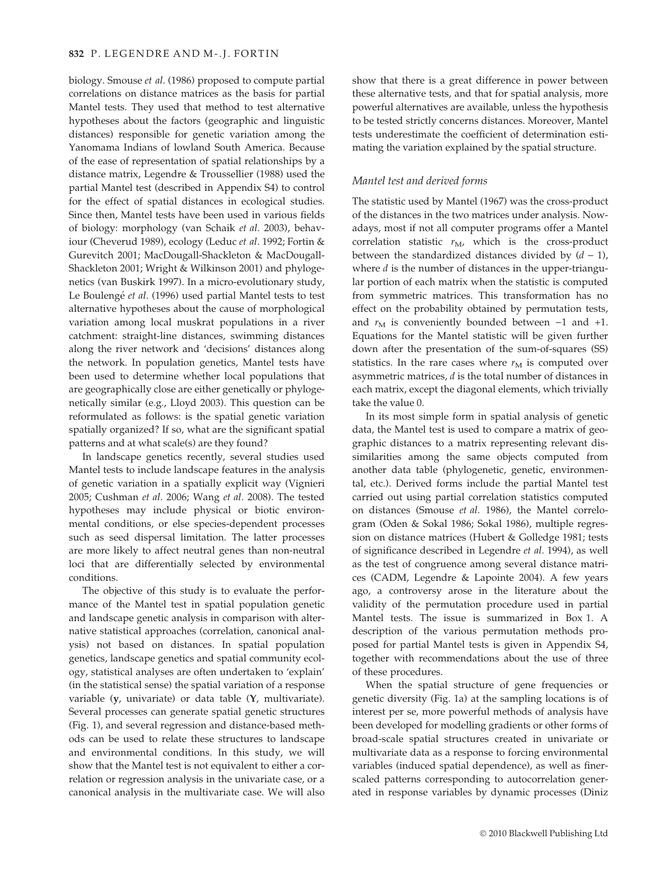biology. Smouse *et al.* (1986) proposed to compute partial correlations on distance matrices as the basis for partial Mantel tests. They used that method to test alternative hypotheses about the factors (geographic and linguistic distances) responsible for genetic variation among the Yanomama Indians of lowland South America. Because of the ease of representation of spatial relationships by a distance matrix, Legendre & Troussellier (1988) used the partial Mantel test (described in Appendix S4) to control for the effect of spatial distances in ecological studies. Since then, Mantel tests have been used in various fields of biology: morphology (van Schaik *et al.* 2003), behaviour (Cheverud 1989), ecology (Leduc *et al.* 1992; Fortin & Gurevitch 2001; MacDougall-Shackleton & MacDougall-Shackleton 2001; Wright & Wilkinson 2001) and phylogenetics (van Buskirk 1997). In a micro-evolutionary study, Le Boulengé *et al.* (1996) used partial Mantel tests to test alternative hypotheses about the cause of morphological variation among local muskrat populations in a river catchment: straight-line distances, swimming distances along the river network and 'decisions' distances along the network. In population genetics, Mantel tests have been used to determine whether local populations that are geographically close are either genetically or phylogenetically similar (e.g., Lloyd 2003). This question can be reformulated as follows: is the spatial genetic variation spatially organized? If so, what are the significant spatial patterns and at what scale(s) are they found?

In landscape genetics recently, several studies used Mantel tests to include landscape features in the analysis of genetic variation in a spatially explicit way (Vignieri 2005; Cushman *et al.* 2006; Wang *et al.* 2008). The tested hypotheses may include physical or biotic environmental conditions, or else species-dependent processes such as seed dispersal limitation. The latter processes are more likely to affect neutral genes than non-neutral loci that are differentially selected by environmental conditions.

The objective of this study is to evaluate the performance of the Mantel test in spatial population genetic and landscape genetic analysis in comparison with alternative statistical approaches (correlation, canonical analysis) not based on distances. In spatial population genetics, landscape genetics and spatial community ecology, statistical analyses are often undertaken to 'explain' (in the statistical sense) the spatial variation of a response variable (**y**, univariate) or data table (**Y**, multivariate). Several processes can generate spatial genetic structures (Fig. 1), and several regression and distance-based methods can be used to relate these structures to landscape and environmental conditions. In this study, we will show that the Mantel test is not equivalent to either a correlation or regression analysis in the univariate case, or a canonical analysis in the multivariate case. We will also show that there is a great difference in power between these alternative tests, and that for spatial analysis, more powerful alternatives are available, unless the hypothesis to be tested strictly concerns distances. Moreover, Mantel tests underestimate the coefficient of determination estimating the variation explained by the spatial structure.

### *Mantel test and derived forms*

The statistic used by Mantel (1967) was the cross-product of the distances in the two matrices under analysis. Nowadays, most if not all computer programs offer a Mantel correlation statistic $r_M$, which is the cross-product between the standardized distances divided by $(d - 1)$, where $d$ is the number of distances in the upper-triangular portion of each matrix when the statistic is computed from symmetric matrices. This transformation has no effect on the probability obtained by permutation tests, and $r_M$ is conveniently bounded between −1 and +1. Equations for the Mantel statistic will be given further down after the presentation of the sum-of-squares (SS) statistics. In the rare cases where $r_M$ is computed over asymmetric matrices, $d$ is the total number of distances in each matrix, except the diagonal elements, which trivially take the value 0.

In its most simple form in spatial analysis of genetic data, the Mantel test is used to compare a matrix of geographic distances to a matrix representing relevant dissimilarities among the same objects computed from another data table (phylogenetic, genetic, environmental, etc.). Derived forms include the partial Mantel test carried out using partial correlation statistics computed on distances (Smouse *et al.* 1986), the Mantel correlogram (Oden & Sokal 1986; Sokal 1986), multiple regression on distance matrices (Hubert & Golledge 1981; tests of significance described in Legendre *et al.* 1994), as well as the test of congruence among several distance matrices (CADM, Legendre & Lapointe 2004). A few years ago, a controversy arose in the literature about the validity of the permutation procedure used in partial Mantel tests. The issue is summarized in Box 1. A description of the various permutation methods proposed for partial Mantel tests is given in Appendix S4, together with recommendations about the use of three of these procedures.

When the spatial structure of gene frequencies or genetic diversity (Fig. 1a) at the sampling locations is of interest per se, more powerful methods of analysis have been developed for modelling gradients or other forms of broad-scale spatial structures created in univariate or multivariate data as a response to forcing environmental variables (induced spatial dependence), as well as finer-scaled patterns corresponding to autocorrelation generated in response variables by dynamic processes (Diniz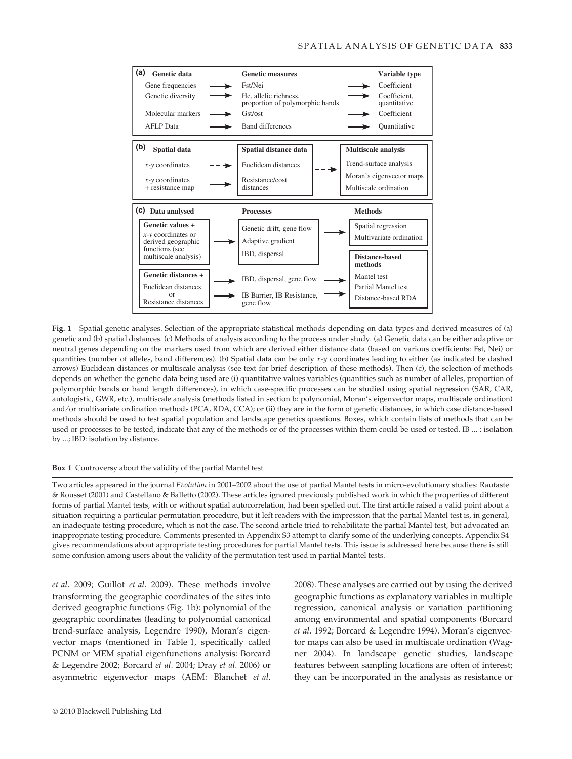**(a)**

| Genetic data | | Genetic measures | | Variable type |
|---|---|---|---|---|
| Gene frequencies | → | Fst/Nei | → | Coefficient |
| Genetic diversity | → | He, allelic richness, proportion of polymorphic bands | → | Coefficient, quantitative |
| Molecular markers | → | Gst/ϕst | → | Coefficient |
| AFLP Data | → | Band differences | → | Quantitative |

**(b)**

| Spatial data | | Spatial distance data | | Multiscale analysis |
|---|---|---|---|---|
| *x-y* coordinates | - - → | Euclidean distances | - - → | Trend-surface analysis; Moran's eigenvector maps; Multiscale ordination |
| *x-y* coordinates + resistance map | → | Resistance/cost distances | | |

**(c)**

| Data analysed | | Processes | | Methods |
|---|---|---|---|---|
| **Genetic values** + *x-y* coordinates or derived geographic functions (see multiscale analysis) | → | Genetic drift, gene flow; Adaptive gradient; IBD, dispersal | → | Spatial regression; Multivariate ordination |
| **Genetic distances** + Euclidean distances or Resistance distances | → | IBD, dispersal, gene flow | → | **Distance-based methods**: Mantel test; Partial Mantel test; Distance-based RDA |
| | → | IB Barrier, IB Resistance, gene flow | → | |

**Fig. 1** Spatial genetic analyses. Selection of the appropriate statistical methods depending on data types and derived measures of (a) genetic and (b) spatial distances. (c) Methods of analysis according to the process under study. (a) Genetic data can be either adaptive or neutral genes depending on the markers used from which are derived either distance data (based on various coefficients: Fst, Nei) or quantities (number of alleles, band differences). (b) Spatial data can be only *x-y* coordinates leading to either (as indicated be dashed arrows) Euclidean distances or multiscale analysis (see text for brief description of these methods). Then (c), the selection of methods depends on whether the genetic data being used are (i) quantitative values variables (quantities such as number of alleles, proportion of polymorphic bands or band length differences), in which case-specific processes can be studied using spatial regression (SAR, CAR, autologistic, GWR, etc.), multiscale analysis (methods listed in section b: polynomial, Moran's eigenvector maps, multiscale ordination) and/or multivariate ordination methods (PCA, RDA, CCA); or (ii) they are in the form of genetic distances, in which case distance-based methods should be used to test spatial population and landscape genetics questions. Boxes, which contain lists of methods that can be used or processes to be tested, indicate that any of the methods or of the processes within them could be used or tested. IB ... : isolation by ...; IBD: isolation by distance.

**Box 1** Controversy about the validity of the partial Mantel test

Two articles appeared in the journal *Evolution* in 2001–2002 about the use of partial Mantel tests in micro-evolutionary studies: Raufaste & Rousset (2001) and Castellano & Balletto (2002). These articles ignored previously published work in which the properties of different forms of partial Mantel tests, with or without spatial autocorrelation, had been spelled out. The first article raised a valid point about a situation requiring a particular permutation procedure, but it left readers with the impression that the partial Mantel test is, in general, an inadequate testing procedure, which is not the case. The second article tried to rehabilitate the partial Mantel test, but advocated an inappropriate testing procedure. Comments presented in Appendix S3 attempt to clarify some of the underlying concepts. Appendix S4 gives recommendations about appropriate testing procedures for partial Mantel tests. This issue is addressed here because there is still some confusion among users about the validity of the permutation test used in partial Mantel tests.

*et al.* 2009; Guillot *et al.* 2009). These methods involve transforming the geographic coordinates of the sites into derived geographic functions (Fig. 1b): polynomial of the geographic coordinates (leading to polynomial canonical trend-surface analysis, Legendre 1990), Moran's eigenvector maps (mentioned in Table 1, specifically called PCNM or MEM spatial eigenfunctions analysis: Borcard & Legendre 2002; Borcard *et al.* 2004; Dray *et al.* 2006) or asymmetric eigenvector maps (AEM: Blanchet *et al.* 2008). These analyses are carried out by using the derived geographic functions as explanatory variables in multiple regression, canonical analysis or variation partitioning among environmental and spatial components (Borcard *et al.* 1992; Borcard & Legendre 1994). Moran's eigenvector maps can also be used in multiscale ordination (Wagner 2004). In landscape genetic studies, landscape features between sampling locations are often of interest; they can be incorporated in the analysis as resistance or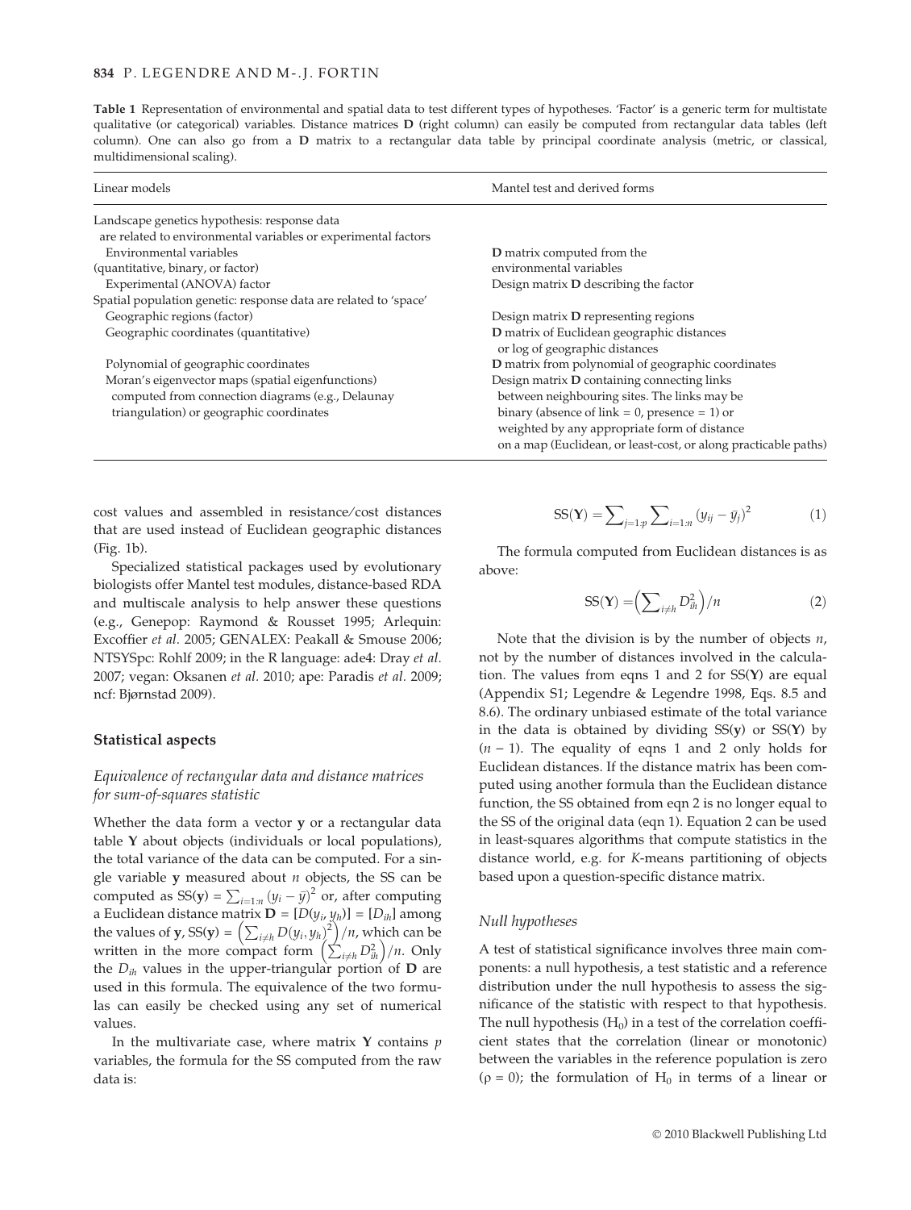**Table 1** Representation of environmental and spatial data to test different types of hypotheses. 'Factor' is a generic term for multistate qualitative (or categorical) variables. Distance matrices **D** (right column) can easily be computed from rectangular data tables (left column). One can also go from a **D** matrix to a rectangular data table by principal coordinate analysis (metric, or classical, multidimensional scaling).

| Linear models | Mantel test and derived forms |
|---|---|
| Landscape genetics hypothesis: response data are related to environmental variables or experimental factors | |
| Environmental variables (quantitative, binary, or factor) | **D** matrix computed from the environmental variables |
| Experimental (ANOVA) factor | Design matrix **D** describing the factor |
| Spatial population genetic: response data are related to 'space' | |
| Geographic regions (factor) | Design matrix **D** representing regions |
| Geographic coordinates (quantitative) | **D** matrix of Euclidean geographic distances or log of geographic distances |
| Polynomial of geographic coordinates | **D** matrix from polynomial of geographic coordinates |
| Moran's eigenvector maps (spatial eigenfunctions) computed from connection diagrams (e.g., Delaunay triangulation) or geographic coordinates | Design matrix **D** containing connecting links between neighbouring sites. The links may be binary (absence of link = 0, presence = 1) or weighted by any appropriate form of distance on a map (Euclidean, or least-cost, or along practicable paths) |

cost values and assembled in resistance/cost distances that are used instead of Euclidean geographic distances (Fig. 1b).

Specialized statistical packages used by evolutionary biologists offer Mantel test modules, distance-based RDA and multiscale analysis to help answer these questions (e.g., Genepop: Raymond & Rousset 1995; Arlequin: Excoffier *et al.* 2005; GENALEX: Peakall & Smouse 2006; NTSYSpc: Rohlf 2009; in the R language: ade4: Dray *et al.* 2007; vegan: Oksanen *et al.* 2010; ape: Paradis *et al.* 2009; ncf: Bjørnstad 2009).

## Statistical aspects

### *Equivalence of rectangular data and distance matrices for sum-of-squares statistic*

Whether the data form a vector **y** or a rectangular data table **Y** about objects (individuals or local populations), the total variance of the data can be computed. For a single variable **y** measured about $n$ objects, the SS can be computed as $\mathrm{SS}(\mathbf{y}) = \sum_{i=1:n}(y_i - \bar{y})^2$ or, after computing a Euclidean distance matrix $\mathbf{D} = [D(y_i, y_h)] = [D_{ih}]$ among the values of **y**, $\mathrm{SS}(\mathbf{y}) = \left(\sum_{i \neq h} D(y_i, y_h)^2\right)/n$, which can be written in the more compact form $\left(\sum_{i \neq h} D_{ih}^2\right)/n$. Only the $D_{ih}$ values in the upper-triangular portion of **D** are used in this formula. The equivalence of the two formulas can easily be checked using any set of numerical values.

In the multivariate case, where matrix **Y** contains $p$ variables, the formula for the SS computed from the raw data is:

$$\mathrm{SS}(\mathbf{Y}) = \sum_{j=1:p}\sum_{i=1:n}(y_{ij} - \bar{y}_j)^2 \tag{1}$$

The formula computed from Euclidean distances is as above:

$$\mathrm{SS}(\mathbf{Y}) = \left(\sum_{i \neq h} D_{ih}^2\right)/n \tag{2}$$

Note that the division is by the number of objects $n$, not by the number of distances involved in the calculation. The values from eqns 1 and 2 for SS(**Y**) are equal (Appendix S1; Legendre & Legendre 1998, Eqs. 8.5 and 8.6). The ordinary unbiased estimate of the total variance in the data is obtained by dividing SS(**y**) or SS(**Y**) by $(n - 1)$. The equality of eqns 1 and 2 only holds for Euclidean distances. If the distance matrix has been computed using another formula than the Euclidean distance function, the SS obtained from eqn 2 is no longer equal to the SS of the original data (eqn 1). Equation 2 can be used in least-squares algorithms that compute statistics in the distance world, e.g. for *K*-means partitioning of objects based upon a question-specific distance matrix.

### *Null hypotheses*

A test of statistical significance involves three main components: a null hypothesis, a test statistic and a reference distribution under the null hypothesis to assess the significance of the statistic with respect to that hypothesis. The null hypothesis ($H_0$) in a test of the correlation coefficient states that the correlation (linear or monotonic) between the variables in the reference population is zero ($\rho = 0$); the formulation of $H_0$ in terms of a linear or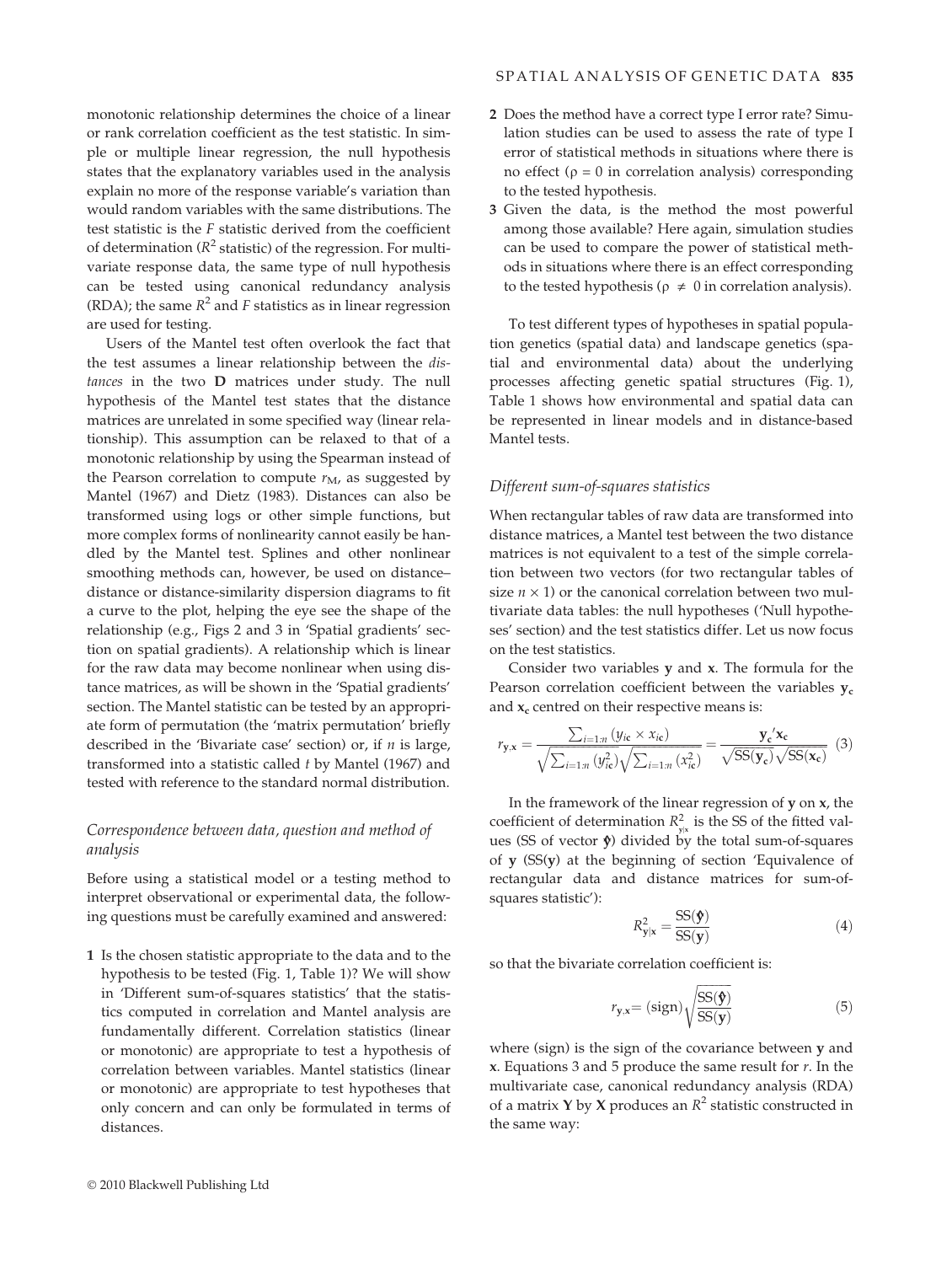monotonic relationship determines the choice of a linear or rank correlation coefficient as the test statistic. In simple or multiple linear regression, the null hypothesis states that the explanatory variables used in the analysis explain no more of the response variable's variation than would random variables with the same distributions. The test statistic is the $F$ statistic derived from the coefficient of determination ($R^2$ statistic) of the regression. For multivariate response data, the same type of null hypothesis can be tested using canonical redundancy analysis (RDA); the same $R^2$ and $F$ statistics as in linear regression are used for testing.

Users of the Mantel test often overlook the fact that the test assumes a linear relationship between the *distances* in the two **D** matrices under study. The null hypothesis of the Mantel test states that the distance matrices are unrelated in some specified way (linear relationship). This assumption can be relaxed to that of a monotonic relationship by using the Spearman instead of the Pearson correlation to compute $r_M$, as suggested by Mantel (1967) and Dietz (1983). Distances can also be transformed using logs or other simple functions, but more complex forms of nonlinearity cannot easily be handled by the Mantel test. Splines and other nonlinear smoothing methods can, however, be used on distance–distance or distance-similarity dispersion diagrams to fit a curve to the plot, helping the eye see the shape of the relationship (e.g., Figs 2 and 3 in 'Spatial gradients' section on spatial gradients). A relationship which is linear for the raw data may become nonlinear when using distance matrices, as will be shown in the 'Spatial gradients' section. The Mantel statistic can be tested by an appropriate form of permutation (the 'matrix permutation' briefly described in the 'Bivariate case' section) or, if $n$ is large, transformed into a statistic called $t$ by Mantel (1967) and tested with reference to the standard normal distribution.

### *Correspondence between data, question and method of analysis*

Before using a statistical model or a testing method to interpret observational or experimental data, the following questions must be carefully examined and answered:

1. Is the chosen statistic appropriate to the data and to the hypothesis to be tested (Fig. 1, Table 1)? We will show in 'Different sum-of-squares statistics' that the statistics computed in correlation and Mantel analysis are fundamentally different. Correlation statistics (linear or monotonic) are appropriate to test a hypothesis of correlation between variables. Mantel statistics (linear or monotonic) are appropriate to test hypotheses that only concern and can only be formulated in terms of distances.
2. Does the method have a correct type I error rate? Simulation studies can be used to assess the rate of type I error of statistical methods in situations where there is no effect ($\rho = 0$ in correlation analysis) corresponding to the tested hypothesis.
3. Given the data, is the method the most powerful among those available? Here again, simulation studies can be used to compare the power of statistical methods in situations where there is an effect corresponding to the tested hypothesis ($\rho \neq 0$ in correlation analysis).

To test different types of hypotheses in spatial population genetics (spatial data) and landscape genetics (spatial and environmental data) about the underlying processes affecting genetic spatial structures (Fig. 1), Table 1 shows how environmental and spatial data can be represented in linear models and in distance-based Mantel tests.

### *Different sum-of-squares statistics*

When rectangular tables of raw data are transformed into distance matrices, a Mantel test between the two distance matrices is not equivalent to a test of the simple correlation between two vectors (for two rectangular tables of size $n \times 1$) or the canonical correlation between two multivariate data tables: the null hypotheses ('Null hypotheses' section) and the test statistics differ. Let us now focus on the test statistics.

Consider two variables **y** and **x**. The formula for the Pearson correlation coefficient between the variables $\mathbf{y_c}$ and $\mathbf{x_c}$ centred on their respective means is:

$$r_{\mathbf{y},\mathbf{x}} = \frac{\sum_{i=1:n}(y_{i\mathbf{c}} \times x_{i\mathbf{c}})}{\sqrt{\sum_{i=1:n}(y_{i\mathbf{c}}^2)}\sqrt{\sum_{i=1:n}(x_{i\mathbf{c}}^2)}} = \frac{\mathbf{y_c}'\mathbf{x_c}}{\sqrt{\mathrm{SS}(\mathbf{y_c})}\sqrt{\mathrm{SS}(\mathbf{x_c})}} \quad (3)$$

In the framework of the linear regression of **y** on **x**, the coefficient of determination $R^2_{\mathbf{y}|\mathbf{x}}$ is the SS of the fitted values (SS of vector $\hat{\mathbf{y}}$) divided by the total sum-of-squares of **y** (SS(**y**) at the beginning of section 'Equivalence of rectangular data and distance matrices for sum-of-squares statistic'):

$$R^2_{\mathbf{y}|\mathbf{x}} = \frac{\mathrm{SS}(\hat{\mathbf{y}})}{\mathrm{SS}(\mathbf{y})} \quad (4)$$

so that the bivariate correlation coefficient is:

$$r_{\mathbf{y},\mathbf{x}} = (\mathrm{sign})\sqrt{\frac{\mathrm{SS}(\hat{\mathbf{y}})}{\mathrm{SS}(\mathbf{y})}} \quad (5)$$

where (sign) is the sign of the covariance between **y** and **x**. Equations 3 and 5 produce the same result for $r$. In the multivariate case, canonical redundancy analysis (RDA) of a matrix **Y** by **X** produces an $R^2$ statistic constructed in the same way: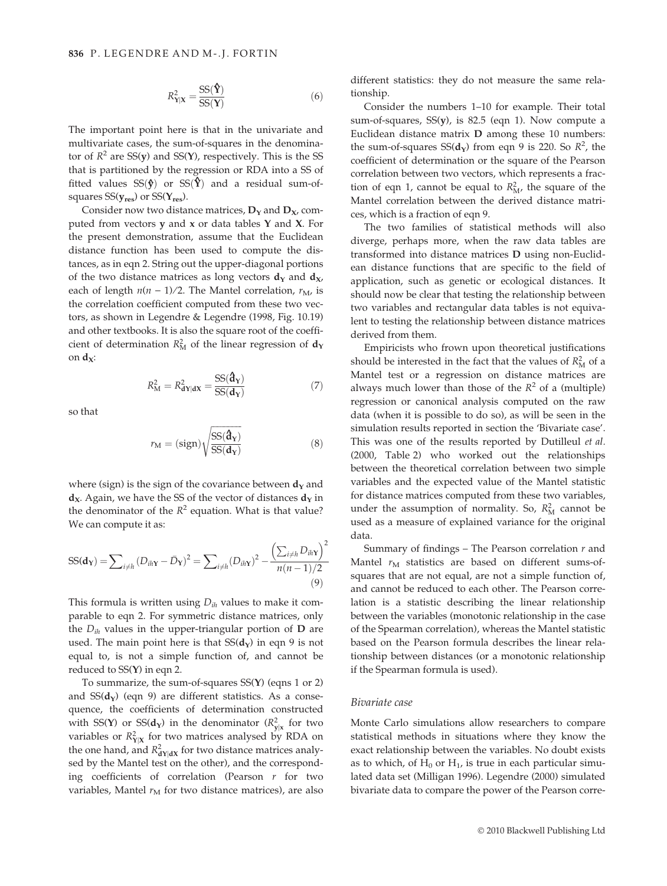$$R^2_{\mathbf{Y}|\mathbf{X}} = \frac{\mathrm{SS}(\hat{\mathbf{Y}})}{\mathrm{SS}(\mathbf{Y})} \tag{6}$$

The important point here is that in the univariate and multivariate cases, the sum-of-squares in the denominator of $R^2$ are SS(**y**) and SS(**Y**), respectively. This is the SS that is partitioned by the regression or RDA into a SS of fitted values $\mathrm{SS}(\hat{\mathbf{y}})$ or $\mathrm{SS}(\hat{\mathbf{Y}})$ and a residual sum-of-squares $\mathrm{SS}(\mathbf{y_{res}})$ or $\mathrm{SS}(\mathbf{Y_{res}})$.

Consider now two distance matrices, $\mathbf{D_Y}$ and $\mathbf{D_X}$, computed from vectors **y** and **x** or data tables **Y** and **X**. For the present demonstration, assume that the Euclidean distance function has been used to compute the distances, as in eqn 2. String out the upper-diagonal portions of the two distance matrices as long vectors $\mathbf{d_Y}$ and $\mathbf{d_X}$, each of length $n(n-1)/2$. The Mantel correlation, $r_M$, is the correlation coefficient computed from these two vectors, as shown in Legendre & Legendre (1998, Fig. 10.19) and other textbooks. It is also the square root of the coefficient of determination $R^2_M$ of the linear regression of $\mathbf{d_Y}$ on $\mathbf{d_X}$:

$$R^2_M = R^2_{\mathbf{dY}|\mathbf{dX}} = \frac{\mathrm{SS}(\hat{\mathbf{d}}_\mathbf{Y})}{\mathrm{SS}(\mathbf{d_Y})} \tag{7}$$

so that

$$r_M = (\text{sign})\sqrt{\frac{\mathrm{SS}(\hat{\mathbf{d}}_\mathbf{Y})}{\mathrm{SS}(\mathbf{d_Y})}} \tag{8}$$

where (sign) is the sign of the covariance between $\mathbf{d_Y}$ and $\mathbf{d_X}$. Again, we have the SS of the vector of distances $\mathbf{d_Y}$ in the denominator of the $R^2$ equation. What is that value? We can compute it as:

$$\mathrm{SS}(\mathbf{d_Y}) = \sum_{i \neq h}(D_{ih\mathbf{Y}} - \bar{D}_\mathbf{Y})^2 = \sum_{i \neq h}(D_{ih\mathbf{Y}})^2 - \frac{\left(\sum_{i \neq h} D_{ih\mathbf{Y}}\right)^2}{n(n-1)/2} \tag{9}$$

This formula is written using $D_{ih}$ values to make it comparable to eqn 2. For symmetric distance matrices, only the $D_{ih}$ values in the upper-triangular portion of **D** are used. The main point here is that $\mathrm{SS}(\mathbf{d_Y})$ in eqn 9 is not equal to, is not a simple function of, and cannot be reduced to SS(**Y**) in eqn 2.

To summarize, the sum-of-squares SS(**Y**) (eqns 1 or 2) and $\mathrm{SS}(\mathbf{d_Y})$ (eqn 9) are different statistics. As a consequence, the coefficients of determination constructed with SS(**Y**) or $\mathrm{SS}(\mathbf{d_Y})$ in the denominator ($R^2_{\mathbf{y}|\mathbf{x}}$ for two variables or $R^2_{\mathbf{Y}|\mathbf{X}}$ for two matrices analysed by RDA on the one hand, and $R^2_{\mathbf{dY}|\mathbf{dX}}$ for two distance matrices analysed by the Mantel test on the other), and the corresponding coefficients of correlation (Pearson $r$ for two variables, Mantel $r_M$ for two distance matrices), are also different statistics: they do not measure the same relationship.

Consider the numbers 1–10 for example. Their total sum-of-squares, SS(**y**), is 82.5 (eqn 1). Now compute a Euclidean distance matrix **D** among these 10 numbers: the sum-of-squares $\mathrm{SS}(\mathbf{d_Y})$ from eqn 9 is 220. So $R^2$, the coefficient of determination or the square of the Pearson correlation between two vectors, which represents a fraction of eqn 1, cannot be equal to $R^2_M$, the square of the Mantel correlation between the derived distance matrices, which is a fraction of eqn 9.

The two families of statistical methods will also diverge, perhaps more, when the raw data tables are transformed into distance matrices **D** using non-Euclidean distance functions that are specific to the field of application, such as genetic or ecological distances. It should now be clear that testing the relationship between two variables and rectangular data tables is not equivalent to testing the relationship between distance matrices derived from them.

Empiricists who frown upon theoretical justifications should be interested in the fact that the values of $R^2_M$ of a Mantel test or a regression on distance matrices are always much lower than those of the $R^2$ of a (multiple) regression or canonical analysis computed on the raw data (when it is possible to do so), as will be seen in the simulation results reported in section the 'Bivariate case'. This was one of the results reported by Dutilleul *et al.* (2000, Table 2) who worked out the relationships between the theoretical correlation between two simple variables and the expected value of the Mantel statistic for distance matrices computed from these two variables, under the assumption of normality. So, $R^2_M$ cannot be used as a measure of explained variance for the original data.

Summary of findings – The Pearson correlation $r$ and Mantel $r_M$ statistics are based on different sums-of-squares that are not equal, are not a simple function of, and cannot be reduced to each other. The Pearson correlation is a statistic describing the linear relationship between the variables (monotonic relationship in the case of the Spearman correlation), whereas the Mantel statistic based on the Pearson formula describes the linear relationship between distances (or a monotonic relationship if the Spearman formula is used).

### *Bivariate case*

Monte Carlo simulations allow researchers to compare statistical methods in situations where they know the exact relationship between the variables. No doubt exists as to which, of $H_0$ or $H_1$, is true in each particular simulated data set (Milligan 1996). Legendre (2000) simulated bivariate data to compare the power of the Pearson corre-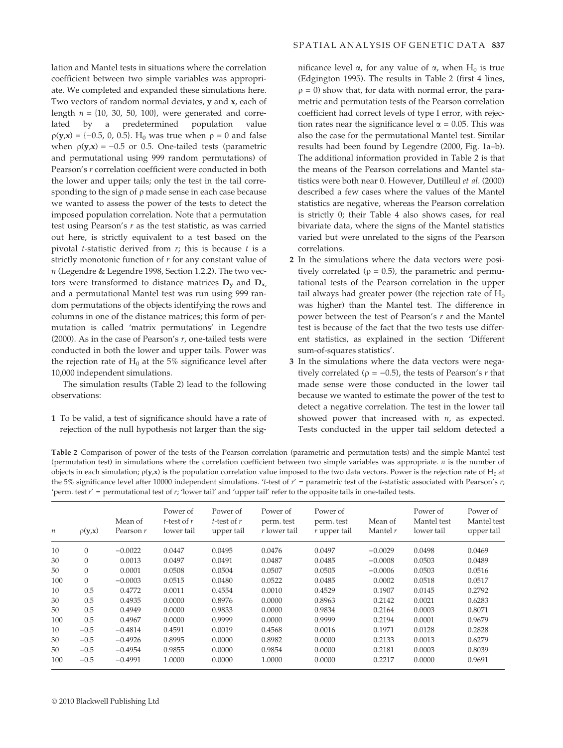lation and Mantel tests in situations where the correlation coefficient between two simple variables was appropriate. We completed and expanded these simulations here. Two vectors of random normal deviates, **y** and **x**, each of length $n = \{10, 30, 50, 100\}$, were generated and correlated by a predetermined population value $\rho(\mathbf{y},\mathbf{x}) = \{-0.5, 0, 0.5\}$. $H_0$ was true when $\rho = 0$ and false when $\rho(\mathbf{y},\mathbf{x}) = -0.5$ or 0.5. One-tailed tests (parametric and permutational using 999 random permutations) of Pearson's *r* correlation coefficient were conducted in both the lower and upper tails; only the test in the tail corresponding to the sign of ρ made sense in each case because we wanted to assess the power of the tests to detect the imposed population correlation. Note that a permutation test using Pearson's *r* as the test statistic, as was carried out here, is strictly equivalent to a test based on the pivotal *t*-statistic derived from *r*; this is because *t* is a strictly monotonic function of *r* for any constant value of *n* (Legendre & Legendre 1998, Section 1.2.2). The two vectors were transformed to distance matrices $\mathbf{D_y}$ and $\mathbf{D_x}$, and a permutational Mantel test was run using 999 random permutations of the objects identifying the rows and columns in one of the distance matrices; this form of permutation is called 'matrix permutations' in Legendre (2000). As in the case of Pearson's *r*, one-tailed tests were conducted in both the lower and upper tails. Power was the rejection rate of $H_0$ at the 5% significance level after 10,000 independent simulations.

The simulation results (Table 2) lead to the following observations:

1. To be valid, a test of significance should have a rate of rejection of the null hypothesis not larger than the significance level α, for any value of α, when $H_0$ is true (Edgington 1995). The results in Table 2 (first 4 lines, $\rho = 0$) show that, for data with normal error, the parametric and permutation tests of the Pearson correlation coefficient had correct levels of type I error, with rejection rates near the significance level $\alpha = 0.05$. This was also the case for the permutational Mantel test. Similar results had been found by Legendre (2000, Fig. 1a–b). The additional information provided in Table 2 is that the means of the Pearson correlations and Mantel statistics were both near 0. However, Dutilleul *et al.* (2000) described a few cases where the values of the Mantel statistics are negative, whereas the Pearson correlation is strictly 0; their Table 4 also shows cases, for real bivariate data, where the signs of the Mantel statistics varied but were unrelated to the signs of the Pearson correlations.
2. In the simulations where the data vectors were positively correlated ($\rho = 0.5$), the parametric and permutational tests of the Pearson correlation in the upper tail always had greater power (the rejection rate of $H_0$ was higher) than the Mantel test. The difference in power between the test of Pearson's *r* and the Mantel test is because of the fact that the two tests use different statistics, as explained in the section 'Different sum-of-squares statistics'.
3. In the simulations where the data vectors were negatively correlated ($\rho = -0.5$), the tests of Pearson's *r* that made sense were those conducted in the lower tail because we wanted to estimate the power of the test to detect a negative correlation. The test in the lower tail showed power that increased with *n*, as expected. Tests conducted in the upper tail seldom detected a

**Table 2** Comparison of power of the tests of the Pearson correlation (parametric and permutation tests) and the simple Mantel test (permutation test) in simulations where the correlation coefficient between two simple variables was appropriate. *n* is the number of objects in each simulation; $\rho(\mathbf{y},\mathbf{x})$ is the population correlation value imposed to the two data vectors. Power is the rejection rate of $H_0$ at the 5% significance level after 10000 independent simulations. '*t*-test of *r*' = parametric test of the *t*-statistic associated with Pearson's *r*; 'perm. test *r*' = permutational test of *r*; 'lower tail' and 'upper tail' refer to the opposite tails in one-tailed tests.

| *n* | $\rho(\mathbf{y},\mathbf{x})$ | Mean of Pearson *r* | Power of *t*-test of *r* lower tail | Power of *t*-test of *r* upper tail | Power of perm. test *r* lower tail | Power of perm. test *r* upper tail | Mean of Mantel *r* | Power of Mantel test lower tail | Power of Mantel test upper tail |
|---|---|---|---|---|---|---|---|---|---|
| 10 | 0 | −0.0022 | 0.0447 | 0.0495 | 0.0476 | 0.0497 | −0.0029 | 0.0498 | 0.0469 |
| 30 | 0 | 0.0013 | 0.0497 | 0.0491 | 0.0487 | 0.0485 | −0.0008 | 0.0503 | 0.0489 |
| 50 | 0 | 0.0001 | 0.0508 | 0.0504 | 0.0507 | 0.0505 | −0.0006 | 0.0503 | 0.0516 |
| 100 | 0 | −0.0003 | 0.0515 | 0.0480 | 0.0522 | 0.0485 | 0.0002 | 0.0518 | 0.0517 |
| 10 | 0.5 | 0.4772 | 0.0011 | 0.4554 | 0.0010 | 0.4529 | 0.1907 | 0.0145 | 0.2792 |
| 30 | 0.5 | 0.4935 | 0.0000 | 0.8976 | 0.0000 | 0.8963 | 0.2142 | 0.0021 | 0.6283 |
| 50 | 0.5 | 0.4949 | 0.0000 | 0.9833 | 0.0000 | 0.9834 | 0.2164 | 0.0003 | 0.8071 |
| 100 | 0.5 | 0.4967 | 0.0000 | 0.9999 | 0.0000 | 0.9999 | 0.2194 | 0.0001 | 0.9679 |
| 10 | −0.5 | −0.4814 | 0.4591 | 0.0019 | 0.4568 | 0.0016 | 0.1971 | 0.0128 | 0.2828 |
| 30 | −0.5 | −0.4926 | 0.8995 | 0.0000 | 0.8982 | 0.0000 | 0.2133 | 0.0013 | 0.6279 |
| 50 | −0.5 | −0.4954 | 0.9855 | 0.0000 | 0.9854 | 0.0000 | 0.2181 | 0.0003 | 0.8039 |
| 100 | −0.5 | −0.4991 | 1.0000 | 0.0000 | 1.0000 | 0.0000 | 0.2217 | 0.0000 | 0.9691 |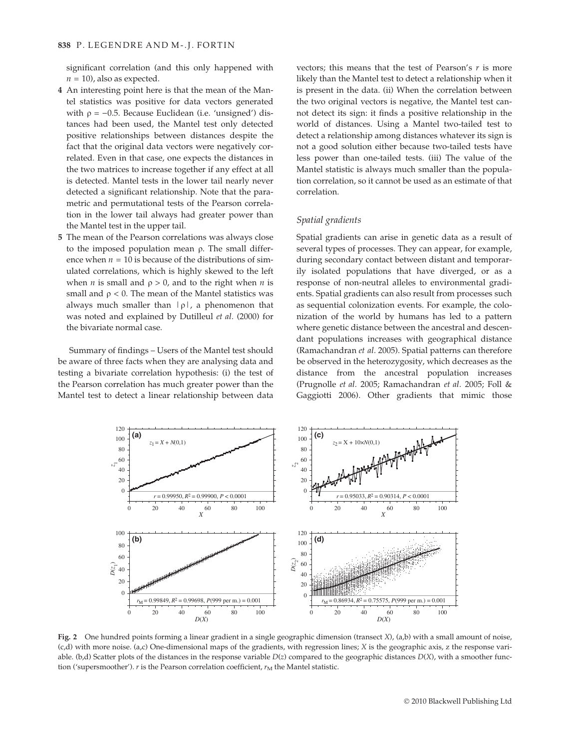significant correlation (and this only happened with $n = 10$), also as expected.

**4** An interesting point here is that the mean of the Mantel statistics was positive for data vectors generated with $\rho = -0.5$. Because Euclidean (i.e. 'unsigned') distances had been used, the Mantel test only detected positive relationships between distances despite the fact that the original data vectors were negatively correlated. Even in that case, one expects the distances in the two matrices to increase together if any effect at all is detected. Mantel tests in the lower tail nearly never detected a significant relationship. Note that the parametric and permutational tests of the Pearson correlation in the lower tail always had greater power than the Mantel test in the upper tail.

**5** The mean of the Pearson correlations was always close to the imposed population mean $\rho$. The small difference when $n = 10$ is because of the distributions of simulated correlations, which is highly skewed to the left when $n$ is small and $\rho > 0$, and to the right when $n$ is small and $\rho < 0$. The mean of the Mantel statistics was always much smaller than $|\rho|$, a phenomenon that was noted and explained by Dutilleul *et al.* (2000) for the bivariate normal case.

Summary of findings – Users of the Mantel test should be aware of three facts when they are analysing data and testing a bivariate correlation hypothesis: (i) the test of the Pearson correlation has much greater power than the Mantel test to detect a linear relationship between data vectors; this means that the test of Pearson's $r$ is more likely than the Mantel test to detect a relationship when it is present in the data. (ii) When the correlation between the two original vectors is negative, the Mantel test cannot detect its sign: it finds a positive relationship in the world of distances. Using a Mantel two-tailed test to detect a relationship among distances whatever its sign is not a good solution either because two-tailed tests have less power than one-tailed tests. (iii) The value of the Mantel statistic is always much smaller than the population correlation, so it cannot be used as an estimate of that correlation.

### *Spatial gradients*

Spatial gradients can arise in genetic data as a result of several types of processes. They can appear, for example, during secondary contact between distant and temporarily isolated populations that have diverged, or as a response of non-neutral alleles to environmental gradients. Spatial gradients can also result from processes such as sequential colonization events. For example, the colonization of the world by humans has led to a pattern where genetic distance between the ancestral and descendant populations increases with geographical distance (Ramachandran *et al.* 2005). Spatial patterns can therefore be observed in the heterozygosity, which decreases as the distance from the ancestral population increases (Prugnolle *et al.* 2005; Ramachandran *et al.* 2005; Foll & Gaggiotti 2006). Other gradients that mimic those

(a)
$z_1 = X + N(0,1)$
$r = 0.99950$, $R^2 = 0.99900$, $P < 0.0001$

(c)
$z_2 = X + 10 \times N(0,1)$
$r = 0.95033$, $R^2 = 0.90314$, $P < 0.0001$

(b)
$r_M = 0.99849$, $R^2 = 0.99698$, $P$(999 per m.) = 0.001

(d)
$r_M = 0.86934$, $R^2 = 0.75575$, $P$(999 per m.) = 0.001

**Fig. 2** One hundred points forming a linear gradient in a single geographic dimension (transect $X$), (a,b) with a small amount of noise, (c,d) with more noise. (a,c) One-dimensional maps of the gradients, with regression lines; $X$ is the geographic axis, z the response variable. (b,d) Scatter plots of the distances in the response variable $D(z)$ compared to the geographic distances $D(X)$, with a smoother function ('supersmoother'). $r$ is the Pearson correlation coefficient, $r_M$ the Mantel statistic.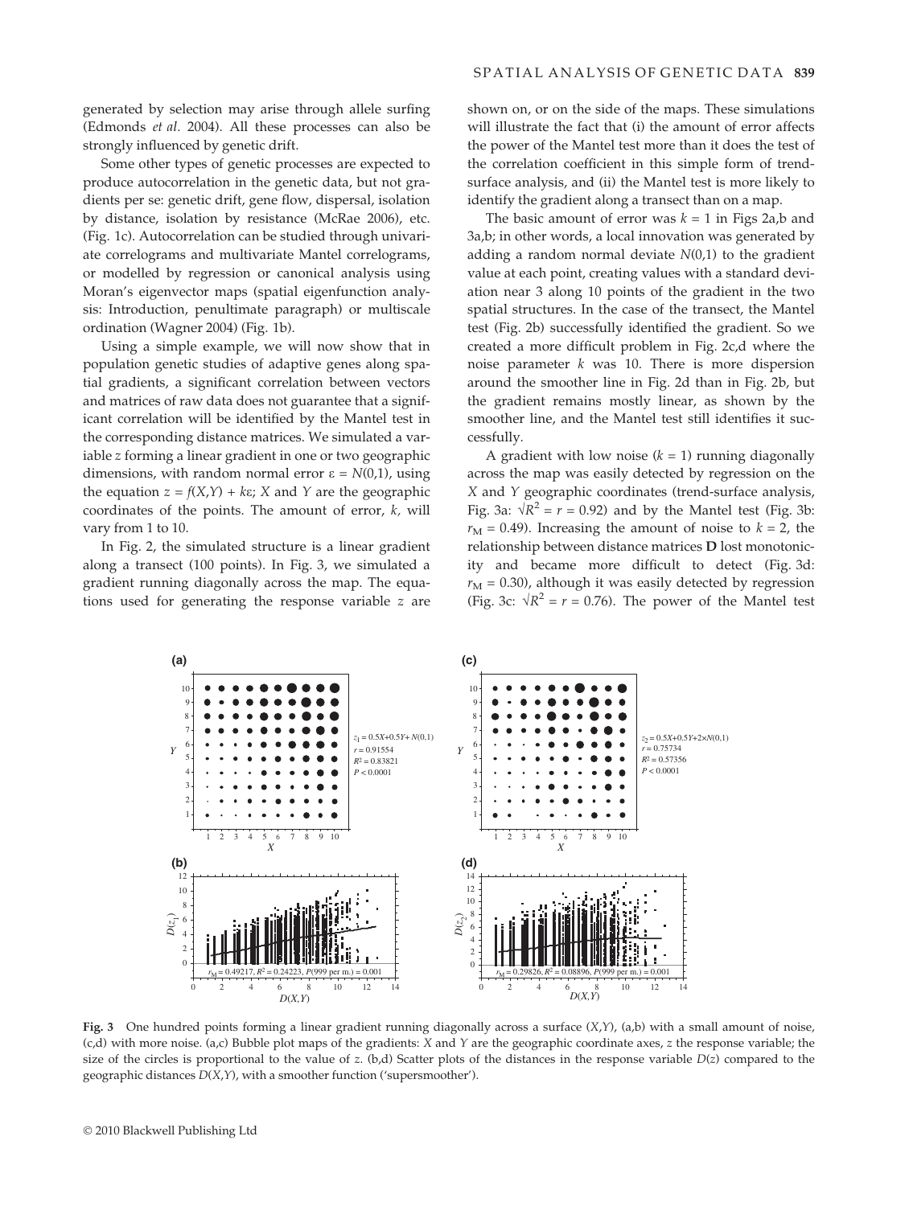generated by selection may arise through allele surfing (Edmonds *et al.* 2004). All these processes can also be strongly influenced by genetic drift.

Some other types of genetic processes are expected to produce autocorrelation in the genetic data, but not gradients per se: genetic drift, gene flow, dispersal, isolation by distance, isolation by resistance (McRae 2006), etc. (Fig. 1c). Autocorrelation can be studied through univariate correlograms and multivariate Mantel correlograms, or modelled by regression or canonical analysis using Moran's eigenvector maps (spatial eigenfunction analysis: Introduction, penultimate paragraph) or multiscale ordination (Wagner 2004) (Fig. 1b).

Using a simple example, we will now show that in population genetic studies of adaptive genes along spatial gradients, a significant correlation between vectors and matrices of raw data does not guarantee that a significant correlation will be identified by the Mantel test in the corresponding distance matrices. We simulated a variable $z$ forming a linear gradient in one or two geographic dimensions, with random normal error $\varepsilon = N(0,1)$, using the equation $z = f(X,Y) + k\varepsilon$; $X$ and $Y$ are the geographic coordinates of the points. The amount of error, $k$, will vary from 1 to 10.

In Fig. 2, the simulated structure is a linear gradient along a transect (100 points). In Fig. 3, we simulated a gradient running diagonally across the map. The equations used for generating the response variable $z$ are shown on, or on the side of the maps. These simulations will illustrate the fact that (i) the amount of error affects the power of the Mantel test more than it does the test of the correlation coefficient in this simple form of trend-surface analysis, and (ii) the Mantel test is more likely to identify the gradient along a transect than on a map.

The basic amount of error was $k = 1$ in Figs 2a,b and 3a,b; in other words, a local innovation was generated by adding a random normal deviate $N(0,1)$ to the gradient value at each point, creating values with a standard deviation near 3 along 10 points of the gradient in the two spatial structures. In the case of the transect, the Mantel test (Fig. 2b) successfully identified the gradient. So we created a more difficult problem in Fig. 2c,d where the noise parameter $k$ was 10. There is more dispersion around the smoother line in Fig. 2d than in Fig. 2b, but the gradient remains mostly linear, as shown by the smoother line, and the Mantel test still identifies it successfully.

A gradient with low noise ($k = 1$) running diagonally across the map was easily detected by regression on the $X$ and $Y$ geographic coordinates (trend-surface analysis, Fig. 3a: $\sqrt{R^2} = r = 0.92$) and by the Mantel test (Fig. 3b: $r_M = 0.49$). Increasing the amount of noise to $k = 2$, the relationship between distance matrices **D** lost monotonicity and became more difficult to detect (Fig. 3d: $r_M = 0.30$), although it was easily detected by regression (Fig. 3c: $\sqrt{R^2} = r = 0.76$). The power of the Mantel test

**Fig. 3** One hundred points forming a linear gradient running diagonally across a surface $(X,Y)$, (a,b) with a small amount of noise, (c,d) with more noise. (a,c) Bubble plot maps of the gradients: $X$ and $Y$ are the geographic coordinate axes, $z$ the response variable; the size of the circles is proportional to the value of $z$. (b,d) Scatter plots of the distances in the response variable $D(z)$ compared to the geographic distances $D(X,Y)$, with a smoother function ('supersmoother').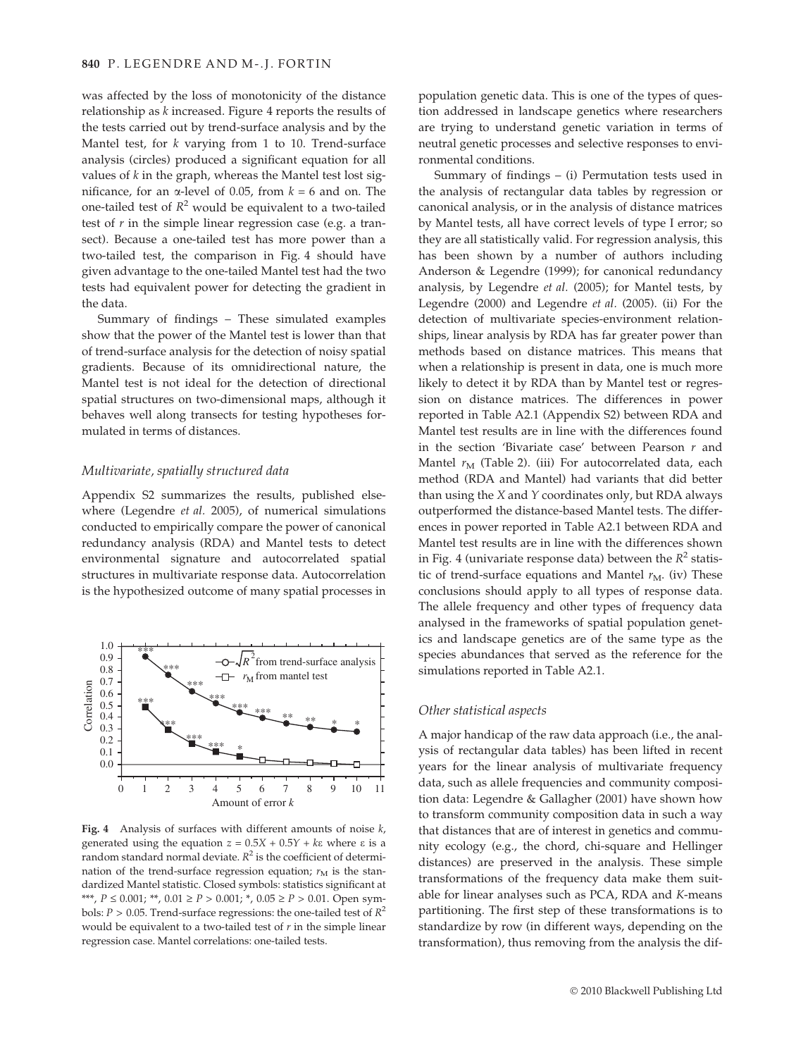was affected by the loss of monotonicity of the distance relationship as $k$ increased. Figure 4 reports the results of the tests carried out by trend-surface analysis and by the Mantel test, for $k$ varying from 1 to 10. Trend-surface analysis (circles) produced a significant equation for all values of $k$ in the graph, whereas the Mantel test lost significance, for an $\alpha$-level of 0.05, from $k = 6$ and on. The one-tailed test of $R^2$ would be equivalent to a two-tailed test of $r$ in the simple linear regression case (e.g. a transect). Because a one-tailed test has more power than a two-tailed test, the comparison in Fig. 4 should have given advantage to the one-tailed Mantel test had the two tests had equivalent power for detecting the gradient in the data.

Summary of findings – These simulated examples show that the power of the Mantel test is lower than that of trend-surface analysis for the detection of noisy spatial gradients. Because of its omnidirectional nature, the Mantel test is not ideal for the detection of directional spatial structures on two-dimensional maps, although it behaves well along transects for testing hypotheses formulated in terms of distances.

### *Multivariate, spatially structured data*

Appendix S2 summarizes the results, published elsewhere (Legendre *et al.* 2005), of numerical simulations conducted to empirically compare the power of canonical redundancy analysis (RDA) and Mantel tests to detect environmental signature and autocorrelated spatial structures in multivariate response data. Autocorrelation is the hypothesized outcome of many spatial processes in population genetic data. This is one of the types of question addressed in landscape genetics where researchers are trying to understand genetic variation in terms of neutral genetic processes and selective responses to environmental conditions.

**Fig. 4** Analysis of surfaces with different amounts of noise $k$, generated using the equation $z = 0.5X + 0.5Y + k\varepsilon$ where $\varepsilon$ is a random standard normal deviate. $R^2$ is the coefficient of determination of the trend-surface regression equation; $r_M$ is the standardized Mantel statistic. Closed symbols: statistics significant at ***, $P \le 0.001$; **, $0.01 \ge P > 0.001$; *, $0.05 \ge P > 0.01$. Open symbols: $P > 0.05$. Trend-surface regressions: the one-tailed test of $R^2$ would be equivalent to a two-tailed test of $r$ in the simple linear regression case. Mantel correlations: one-tailed tests.

Summary of findings – (i) Permutation tests used in the analysis of rectangular data tables by regression or canonical analysis, or in the analysis of distance matrices by Mantel tests, all have correct levels of type I error; so they are all statistically valid. For regression analysis, this has been shown by a number of authors including Anderson & Legendre (1999); for canonical redundancy analysis, by Legendre *et al.* (2005); for Mantel tests, by Legendre (2000) and Legendre *et al.* (2005). (ii) For the detection of multivariate species-environment relationships, linear analysis by RDA has far greater power than methods based on distance matrices. This means that when a relationship is present in data, one is much more likely to detect it by RDA than by Mantel test or regression on distance matrices. The differences in power reported in Table A2.1 (Appendix S2) between RDA and Mantel test results are in line with the differences found in the section 'Bivariate case' between Pearson $r$ and Mantel $r_M$ (Table 2). (iii) For autocorrelated data, each method (RDA and Mantel) had variants that did better than using the $X$ and $Y$ coordinates only, but RDA always outperformed the distance-based Mantel tests. The differences in power reported in Table A2.1 between RDA and Mantel test results are in line with the differences shown in Fig. 4 (univariate response data) between the $R^2$ statistic of trend-surface equations and Mantel $r_M$. (iv) These conclusions should apply to all types of response data. The allele frequency and other types of frequency data analysed in the frameworks of spatial population genetics and landscape genetics are of the same type as the species abundances that served as the reference for the simulations reported in Table A2.1.

### *Other statistical aspects*

A major handicap of the raw data approach (i.e., the analysis of rectangular data tables) has been lifted in recent years for the linear analysis of multivariate frequency data, such as allele frequencies and community composition data: Legendre & Gallagher (2001) have shown how to transform community composition data in such a way that distances that are of interest in genetics and community ecology (e.g., the chord, chi-square and Hellinger distances) are preserved in the analysis. These simple transformations of the frequency data make them suitable for linear analyses such as PCA, RDA and $K$-means partitioning. The first step of these transformations is to standardize by row (in different ways, depending on the transformation), thus removing from the analysis the dif-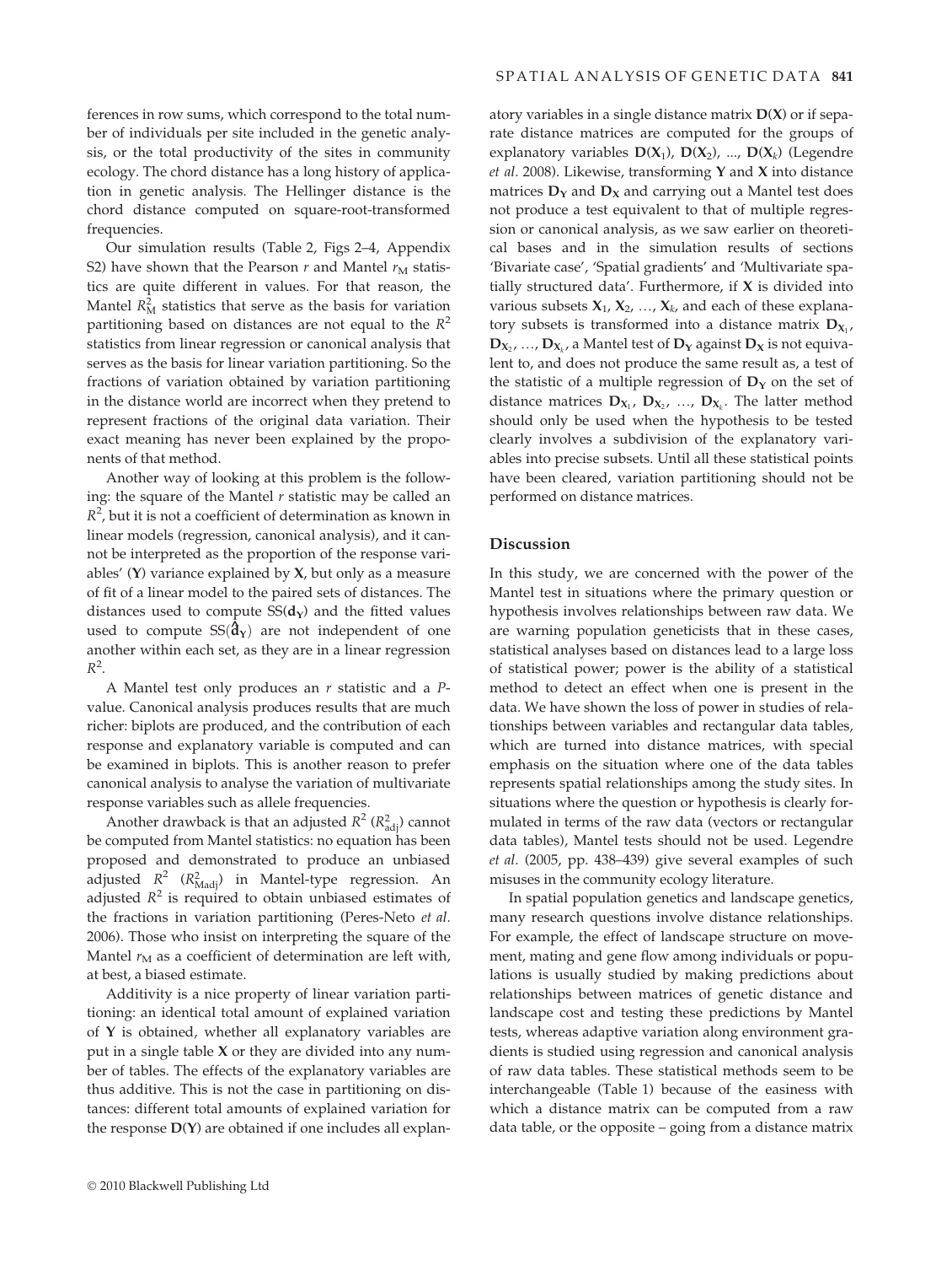ferences in row sums, which correspond to the total number of individuals per site included in the genetic analysis, or the total productivity of the sites in community ecology. The chord distance has a long history of application in genetic analysis. The Hellinger distance is the chord distance computed on square-root-transformed frequencies.

Our simulation results (Table 2, Figs 2–4, Appendix S2) have shown that the Pearson *r* and Mantel $r_M$ statistics are quite different in values. For that reason, the Mantel $R^2_M$ statistics that serve as the basis for variation partitioning based on distances are not equal to the $R^2$ statistics from linear regression or canonical analysis that serves as the basis for linear variation partitioning. So the fractions of variation obtained by variation partitioning in the distance world are incorrect when they pretend to represent fractions of the original data variation. Their exact meaning has never been explained by the proponents of that method.

Another way of looking at this problem is the following: the square of the Mantel *r* statistic may be called an $R^2$, but it is not a coefficient of determination as known in linear models (regression, canonical analysis), and it cannot be interpreted as the proportion of the response variables' (**Y**) variance explained by **X**, but only as a measure of fit of a linear model to the paired sets of distances. The distances used to compute $SS(\mathbf{d_Y})$ and the fitted values used to compute $SS(\hat{\mathbf{d}}_\mathbf{Y})$ are not independent of one another within each set, as they are in a linear regression $R^2$.

A Mantel test only produces an *r* statistic and a *P*-value. Canonical analysis produces results that are much richer: biplots are produced, and the contribution of each response and explanatory variable is computed and can be examined in biplots. This is another reason to prefer canonical analysis to analyse the variation of multivariate response variables such as allele frequencies.

Another drawback is that an adjusted $R^2$ ($R^2_{adj}$) cannot be computed from Mantel statistics: no equation has been proposed and demonstrated to produce an unbiased adjusted $R^2$ ($R^2_{Madj}$) in Mantel-type regression. An adjusted $R^2$ is required to obtain unbiased estimates of the fractions in variation partitioning (Peres-Neto *et al.* 2006). Those who insist on interpreting the square of the Mantel $r_M$ as a coefficient of determination are left with, at best, a biased estimate.

Additivity is a nice property of linear variation partitioning: an identical total amount of explained variation of **Y** is obtained, whether all explanatory variables are put in a single table **X** or they are divided into any number of tables. The effects of the explanatory variables are thus additive. This is not the case in partitioning on distances: different total amounts of explained variation for the response **D(Y)** are obtained if one includes all explanatory variables in a single distance matrix **D(X)** or if separate distance matrices are computed for the groups of explanatory variables $\mathbf{D}(\mathbf{X}_1)$, $\mathbf{D}(\mathbf{X}_2)$, ..., $\mathbf{D}(\mathbf{X}_k)$ (Legendre *et al.* 2008). Likewise, transforming **Y** and **X** into distance matrices $\mathbf{D_Y}$ and $\mathbf{D_X}$ and carrying out a Mantel test does not produce a test equivalent to that of multiple regression or canonical analysis, as we saw earlier on theoretical bases and in the simulation results of sections 'Bivariate case', 'Spatial gradients' and 'Multivariate spatially structured data'. Furthermore, if **X** is divided into various subsets $\mathbf{X}_1$, $\mathbf{X}_2$, …, $\mathbf{X}_k$, and each of these explanatory subsets is transformed into a distance matrix $\mathbf{D}_{\mathbf{X}_1}$, $\mathbf{D}_{\mathbf{X}_2}$, …, $\mathbf{D}_{\mathbf{X}_k}$, a Mantel test of $\mathbf{D_Y}$ against $\mathbf{D_X}$ is not equivalent to, and does not produce the same result as, a test of the statistic of a multiple regression of $\mathbf{D_Y}$ on the set of distance matrices $\mathbf{D}_{\mathbf{X}_1}$, $\mathbf{D}_{\mathbf{X}_2}$, …, $\mathbf{D}_{\mathbf{X}_k}$. The latter method should only be used when the hypothesis to be tested clearly involves a subdivision of the explanatory variables into precise subsets. Until all these statistical points have been cleared, variation partitioning should not be performed on distance matrices.

## Discussion

In this study, we are concerned with the power of the Mantel test in situations where the primary question or hypothesis involves relationships between raw data. We are warning population geneticists that in these cases, statistical analyses based on distances lead to a large loss of statistical power; power is the ability of a statistical method to detect an effect when one is present in the data. We have shown the loss of power in studies of relationships between variables and rectangular data tables, which are turned into distance matrices, with special emphasis on the situation where one of the data tables represents spatial relationships among the study sites. In situations where the question or hypothesis is clearly formulated in terms of the raw data (vectors or rectangular data tables), Mantel tests should not be used. Legendre *et al.* (2005, pp. 438–439) give several examples of such misuses in the community ecology literature.

In spatial population genetics and landscape genetics, many research questions involve distance relationships. For example, the effect of landscape structure on movement, mating and gene flow among individuals or populations is usually studied by making predictions about relationships between matrices of genetic distance and landscape cost and testing these predictions by Mantel tests, whereas adaptive variation along environment gradients is studied using regression and canonical analysis of raw data tables. These statistical methods seem to be interchangeable (Table 1) because of the easiness with which a distance matrix can be computed from a raw data table, or the opposite – going from a distance matrix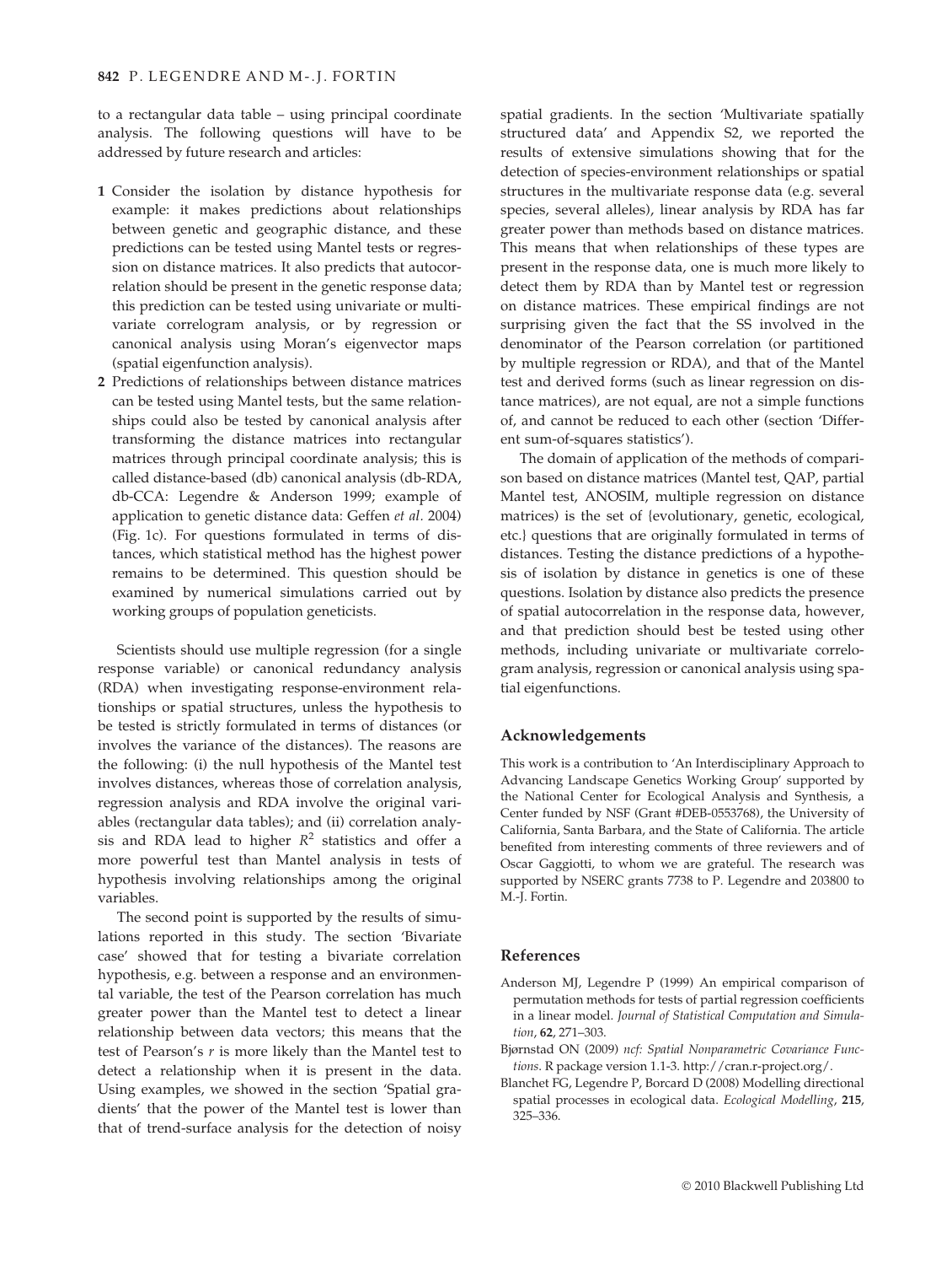to a rectangular data table – using principal coordinate analysis. The following questions will have to be addressed by future research and articles:

1. Consider the isolation by distance hypothesis for example: it makes predictions about relationships between genetic and geographic distance, and these predictions can be tested using Mantel tests or regression on distance matrices. It also predicts that autocorrelation should be present in the genetic response data; this prediction can be tested using univariate or multivariate correlogram analysis, or by regression or canonical analysis using Moran's eigenvector maps (spatial eigenfunction analysis).
2. Predictions of relationships between distance matrices can be tested using Mantel tests, but the same relationships could also be tested by canonical analysis after transforming the distance matrices into rectangular matrices through principal coordinate analysis; this is called distance-based (db) canonical analysis (db-RDA, db-CCA: Legendre & Anderson 1999; example of application to genetic distance data: Geffen *et al.* 2004) (Fig. 1c). For questions formulated in terms of distances, which statistical method has the highest power remains to be determined. This question should be examined by numerical simulations carried out by working groups of population geneticists.

Scientists should use multiple regression (for a single response variable) or canonical redundancy analysis (RDA) when investigating response-environment relationships or spatial structures, unless the hypothesis to be tested is strictly formulated in terms of distances (or involves the variance of the distances). The reasons are the following: (i) the null hypothesis of the Mantel test involves distances, whereas those of correlation analysis, regression analysis and RDA involve the original variables (rectangular data tables); and (ii) correlation analysis and RDA lead to higher $R^2$ statistics and offer a more powerful test than Mantel analysis in tests of hypothesis involving relationships among the original variables.

The second point is supported by the results of simulations reported in this study. The section 'Bivariate case' showed that for testing a bivariate correlation hypothesis, e.g. between a response and an environmental variable, the test of the Pearson correlation has much greater power than the Mantel test to detect a linear relationship between data vectors; this means that the test of Pearson's $r$ is more likely than the Mantel test to detect a relationship when it is present in the data. Using examples, we showed in the section 'Spatial gradients' that the power of the Mantel test is lower than that of trend-surface analysis for the detection of noisy spatial gradients. In the section 'Multivariate spatially structured data' and Appendix S2, we reported the results of extensive simulations showing that for the detection of species-environment relationships or spatial structures in the multivariate response data (e.g. several species, several alleles), linear analysis by RDA has far greater power than methods based on distance matrices. This means that when relationships of these types are present in the response data, one is much more likely to detect them by RDA than by Mantel test or regression on distance matrices. These empirical findings are not surprising given the fact that the SS involved in the denominator of the Pearson correlation (or partitioned by multiple regression or RDA), and that of the Mantel test and derived forms (such as linear regression on distance matrices), are not equal, are not a simple functions of, and cannot be reduced to each other (section 'Different sum-of-squares statistics').

The domain of application of the methods of comparison based on distance matrices (Mantel test, QAP, partial Mantel test, ANOSIM, multiple regression on distance matrices) is the set of {evolutionary, genetic, ecological, etc.} questions that are originally formulated in terms of distances. Testing the distance predictions of a hypothesis of isolation by distance in genetics is one of these questions. Isolation by distance also predicts the presence of spatial autocorrelation in the response data, however, and that prediction should best be tested using other methods, including univariate or multivariate correlogram analysis, regression or canonical analysis using spatial eigenfunctions.

## Acknowledgements

This work is a contribution to 'An Interdisciplinary Approach to Advancing Landscape Genetics Working Group' supported by the National Center for Ecological Analysis and Synthesis, a Center funded by NSF (Grant #DEB-0553768), the University of California, Santa Barbara, and the State of California. The article benefited from interesting comments of three reviewers and of Oscar Gaggiotti, to whom we are grateful. The research was supported by NSERC grants 7738 to P. Legendre and 203800 to M.-J. Fortin.

## References

Anderson MJ, Legendre P (1999) An empirical comparison of permutation methods for tests of partial regression coefficients in a linear model. *Journal of Statistical Computation and Simulation*, **62**, 271–303.

Bjørnstad ON (2009) *ncf: Spatial Nonparametric Covariance Functions.* R package version 1.1-3. http://cran.r-project.org/.

Blanchet FG, Legendre P, Borcard D (2008) Modelling directional spatial processes in ecological data. *Ecological Modelling*, **215**, 325–336.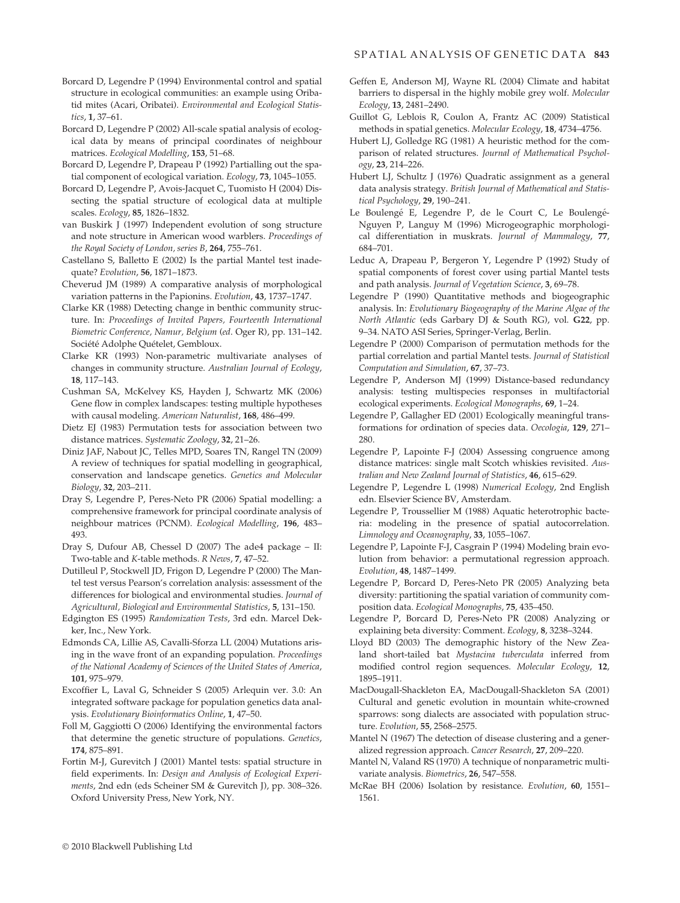Borcard D, Legendre P (1994) Environmental control and spatial structure in ecological communities: an example using Oribatid mites (Acari, Oribatei). *Environmental and Ecological Statistics*, **1**, 37–61.

Borcard D, Legendre P (2002) All-scale spatial analysis of ecological data by means of principal coordinates of neighbour matrices. *Ecological Modelling*, **153**, 51–68.

Borcard D, Legendre P, Drapeau P (1992) Partialling out the spatial component of ecological variation. *Ecology*, **73**, 1045–1055.

Borcard D, Legendre P, Avois-Jacquet C, Tuomisto H (2004) Dissecting the spatial structure of ecological data at multiple scales. *Ecology*, **85**, 1826–1832.

van Buskirk J (1997) Independent evolution of song structure and note structure in American wood warblers. *Proceedings of the Royal Society of London, series B*, **264**, 755–761.

Castellano S, Balletto E (2002) Is the partial Mantel test inadequate? *Evolution*, **56**, 1871–1873.

Cheverud JM (1989) A comparative analysis of morphological variation patterns in the Papionins. *Evolution*, **43**, 1737–1747.

Clarke KR (1988) Detecting change in benthic community structure. In: *Proceedings of Invited Papers, Fourteenth International Biometric Conference, Namur, Belgium* (*ed*. Oger R), pp. 131–142. Société Adolphe Quételet, Gembloux.

Clarke KR (1993) Non-parametric multivariate analyses of changes in community structure. *Australian Journal of Ecology*, **18**, 117–143.

Cushman SA, McKelvey KS, Hayden J, Schwartz MK (2006) Gene flow in complex landscapes: testing multiple hypotheses with causal modeling. *American Naturalist*, **168**, 486–499.

Dietz EJ (1983) Permutation tests for association between two distance matrices. *Systematic Zoology*, **32**, 21–26.

Diniz JAF, Nabout JC, Telles MPD, Soares TN, Rangel TN (2009) A review of techniques for spatial modelling in geographical, conservation and landscape genetics. *Genetics and Molecular Biology*, **32**, 203–211.

Dray S, Legendre P, Peres-Neto PR (2006) Spatial modelling: a comprehensive framework for principal coordinate analysis of neighbour matrices (PCNM). *Ecological Modelling*, **196**, 483–493.

Dray S, Dufour AB, Chessel D (2007) The ade4 package – II: Two-table and *K*-table methods. *R News*, **7**, 47–52.

Dutilleul P, Stockwell JD, Frigon D, Legendre P (2000) The Mantel test versus Pearson's correlation analysis: assessment of the differences for biological and environmental studies. *Journal of Agricultural, Biological and Environmental Statistics*, **5**, 131–150.

Edgington ES (1995) *Randomization Tests*, 3rd edn. Marcel Dekker, Inc., New York.

Edmonds CA, Lillie AS, Cavalli-Sforza LL (2004) Mutations arising in the wave front of an expanding population. *Proceedings of the National Academy of Sciences of the United States of America*, **101**, 975–979.

Excoffier L, Laval G, Schneider S (2005) Arlequin ver. 3.0: An integrated software package for population genetics data analysis. *Evolutionary Bioinformatics Online*, **1**, 47–50.

Foll M, Gaggiotti O (2006) Identifying the environmental factors that determine the genetic structure of populations. *Genetics*, **174**, 875–891.

Fortin M-J, Gurevitch J (2001) Mantel tests: spatial structure in field experiments. In: *Design and Analysis of Ecological Experiments*, 2nd edn (eds Scheiner SM & Gurevitch J), pp. 308–326. Oxford University Press, New York, NY.

Geffen E, Anderson MJ, Wayne RL (2004) Climate and habitat barriers to dispersal in the highly mobile grey wolf. *Molecular Ecology*, **13**, 2481–2490.

Guillot G, Leblois R, Coulon A, Frantz AC (2009) Statistical methods in spatial genetics. *Molecular Ecology*, **18**, 4734–4756.

Hubert LJ, Golledge RG (1981) A heuristic method for the comparison of related structures. *Journal of Mathematical Psychology*, **23**, 214–226.

Hubert LJ, Schultz J (1976) Quadratic assignment as a general data analysis strategy. *British Journal of Mathematical and Statistical Psychology*, **29**, 190–241.

Le Boulengé E, Legendre P, de le Court C, Le Boulengé-Nguyen P, Languy M (1996) Microgeographic morphological differentiation in muskrats. *Journal of Mammalogy*, **77**, 684–701.

Leduc A, Drapeau P, Bergeron Y, Legendre P (1992) Study of spatial components of forest cover using partial Mantel tests and path analysis. *Journal of Vegetation Science*, **3**, 69–78.

Legendre P (1990) Quantitative methods and biogeographic analysis. In: *Evolutionary Biogeography of the Marine Algae of the North Atlantic* (eds Garbary DJ & South RG), vol. **G22**, pp. 9–34. NATO ASI Series, Springer-Verlag, Berlin.

Legendre P (2000) Comparison of permutation methods for the partial correlation and partial Mantel tests. *Journal of Statistical Computation and Simulation*, **67**, 37–73.

Legendre P, Anderson MJ (1999) Distance-based redundancy analysis: testing multispecies responses in multifactorial ecological experiments. *Ecological Monographs*, **69**, 1–24.

Legendre P, Gallagher ED (2001) Ecologically meaningful transformations for ordination of species data. *Oecologia*, **129**, 271–280.

Legendre P, Lapointe F-J (2004) Assessing congruence among distance matrices: single malt Scotch whiskies revisited. *Australian and New Zealand Journal of Statistics*, **46**, 615–629.

Legendre P, Legendre L (1998) *Numerical Ecology*, 2nd English edn. Elsevier Science BV, Amsterdam.

Legendre P, Troussellier M (1988) Aquatic heterotrophic bacteria: modeling in the presence of spatial autocorrelation. *Limnology and Oceanography*, **33**, 1055–1067.

Legendre P, Lapointe F-J, Casgrain P (1994) Modeling brain evolution from behavior: a permutational regression approach. *Evolution*, **48**, 1487–1499.

Legendre P, Borcard D, Peres-Neto PR (2005) Analyzing beta diversity: partitioning the spatial variation of community composition data. *Ecological Monographs*, **75**, 435–450.

Legendre P, Borcard D, Peres-Neto PR (2008) Analyzing or explaining beta diversity: Comment. *Ecology*, **8**, 3238–3244.

Lloyd BD (2003) The demographic history of the New Zealand short-tailed bat *Mystacina tuberculata* inferred from modified control region sequences. *Molecular Ecology*, **12**, 1895–1911.

MacDougall-Shackleton EA, MacDougall-Shackleton SA (2001) Cultural and genetic evolution in mountain white-crowned sparrows: song dialects are associated with population structure. *Evolution*, **55**, 2568–2575.

Mantel N (1967) The detection of disease clustering and a generalized regression approach. *Cancer Research*, **27**, 209–220.

Mantel N, Valand RS (1970) A technique of nonparametric multivariate analysis. *Biometrics*, **26**, 547–558.

McRae BH (2006) Isolation by resistance. *Evolution*, **60**, 1551–1561.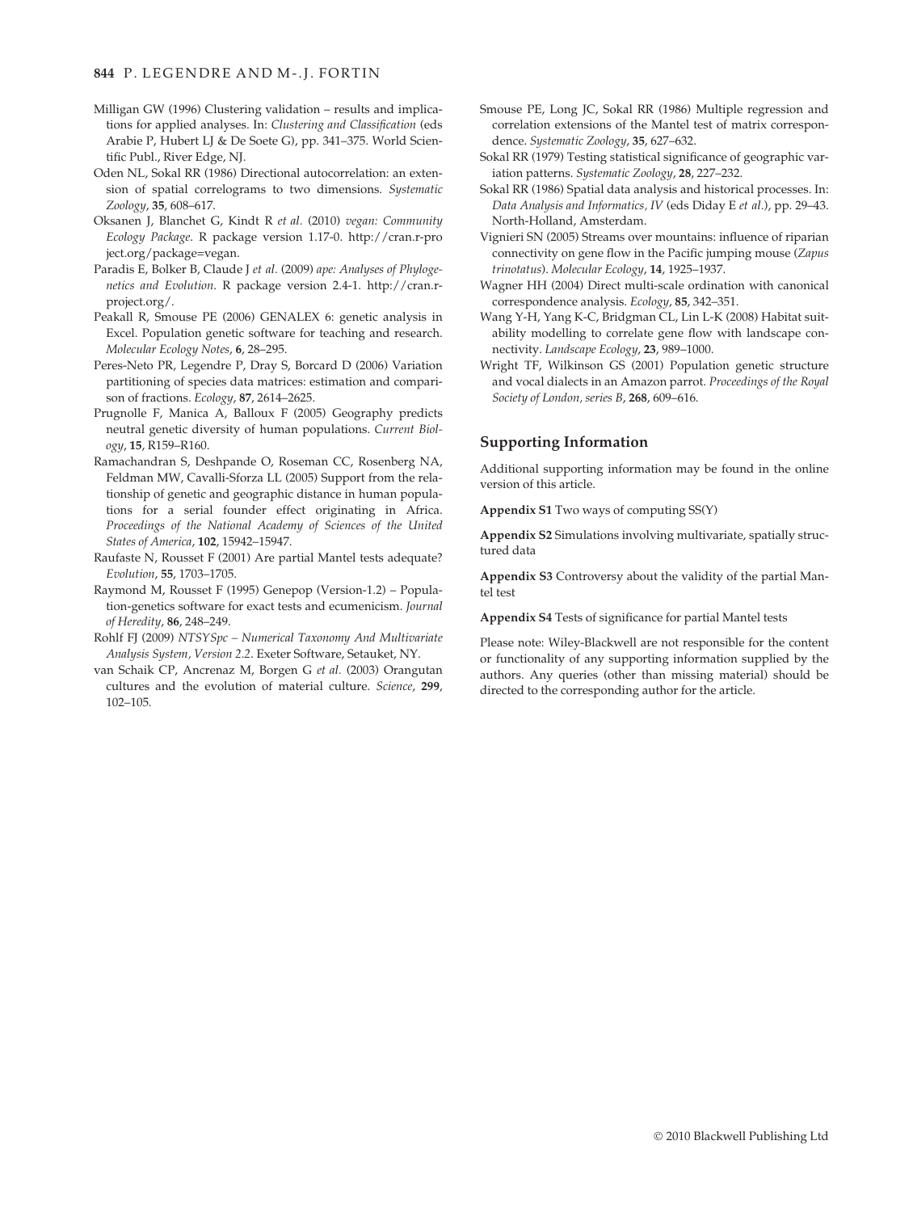Milligan GW (1996) Clustering validation – results and implications for applied analyses. In: *Clustering and Classification* (eds Arabie P, Hubert LJ & De Soete G), pp. 341–375. World Scientific Publ., River Edge, NJ.

Oden NL, Sokal RR (1986) Directional autocorrelation: an extension of spatial correlograms to two dimensions. *Systematic Zoology*, **35**, 608–617.

Oksanen J, Blanchet G, Kindt R *et al.* (2010) *vegan: Community Ecology Package*. R package version 1.17-0. http://cran.r-project.org/package=vegan.

Paradis E, Bolker B, Claude J *et al.* (2009) *ape: Analyses of Phylogenetics and Evolution*. R package version 2.4-1. http://cran.r-project.org/.

Peakall R, Smouse PE (2006) GENALEX 6: genetic analysis in Excel. Population genetic software for teaching and research. *Molecular Ecology Notes*, **6**, 28–295.

Peres-Neto PR, Legendre P, Dray S, Borcard D (2006) Variation partitioning of species data matrices: estimation and comparison of fractions. *Ecology*, **87**, 2614–2625.

Prugnolle F, Manica A, Balloux F (2005) Geography predicts neutral genetic diversity of human populations. *Current Biology*, **15**, R159–R160.

Ramachandran S, Deshpande O, Roseman CC, Rosenberg NA, Feldman MW, Cavalli-Sforza LL (2005) Support from the relationship of genetic and geographic distance in human populations for a serial founder effect originating in Africa. *Proceedings of the National Academy of Sciences of the United States of America*, **102**, 15942–15947.

Raufaste N, Rousset F (2001) Are partial Mantel tests adequate? *Evolution*, **55**, 1703–1705.

Raymond M, Rousset F (1995) Genepop (Version-1.2) – Population-genetics software for exact tests and ecumenicism. *Journal of Heredity*, **86**, 248–249.

Rohlf FJ (2009) *NTSYSpc – Numerical Taxonomy And Multivariate Analysis System, Version 2.2*. Exeter Software, Setauket, NY.

van Schaik CP, Ancrenaz M, Borgen G *et al.* (2003) Orangutan cultures and the evolution of material culture. *Science*, **299**, 102–105.

Smouse PE, Long JC, Sokal RR (1986) Multiple regression and correlation extensions of the Mantel test of matrix correspondence. *Systematic Zoology*, **35**, 627–632.

Sokal RR (1979) Testing statistical significance of geographic variation patterns. *Systematic Zoology*, **28**, 227–232.

Sokal RR (1986) Spatial data analysis and historical processes. In: *Data Analysis and Informatics, IV* (eds Diday E *et al.*), pp. 29–43. North-Holland, Amsterdam.

Vignieri SN (2005) Streams over mountains: influence of riparian connectivity on gene flow in the Pacific jumping mouse (*Zapus trinotatus*). *Molecular Ecology*, **14**, 1925–1937.

Wagner HH (2004) Direct multi-scale ordination with canonical correspondence analysis. *Ecology*, **85**, 342–351.

Wang Y-H, Yang K-C, Bridgman CL, Lin L-K (2008) Habitat suitability modelling to correlate gene flow with landscape connectivity. *Landscape Ecology*, **23**, 989–1000.

Wright TF, Wilkinson GS (2001) Population genetic structure and vocal dialects in an Amazon parrot. *Proceedings of the Royal Society of London, series B*, **268**, 609–616.

## Supporting Information

Additional supporting information may be found in the online version of this article.

**Appendix S1** Two ways of computing SS(Y)

**Appendix S2** Simulations involving multivariate, spatially structured data

**Appendix S3** Controversy about the validity of the partial Mantel test

**Appendix S4** Tests of significance for partial Mantel tests

Please note: Wiley-Blackwell are not responsible for the content or functionality of any supporting information supplied by the authors. Any queries (other than missing material) should be directed to the corresponding author for the article.